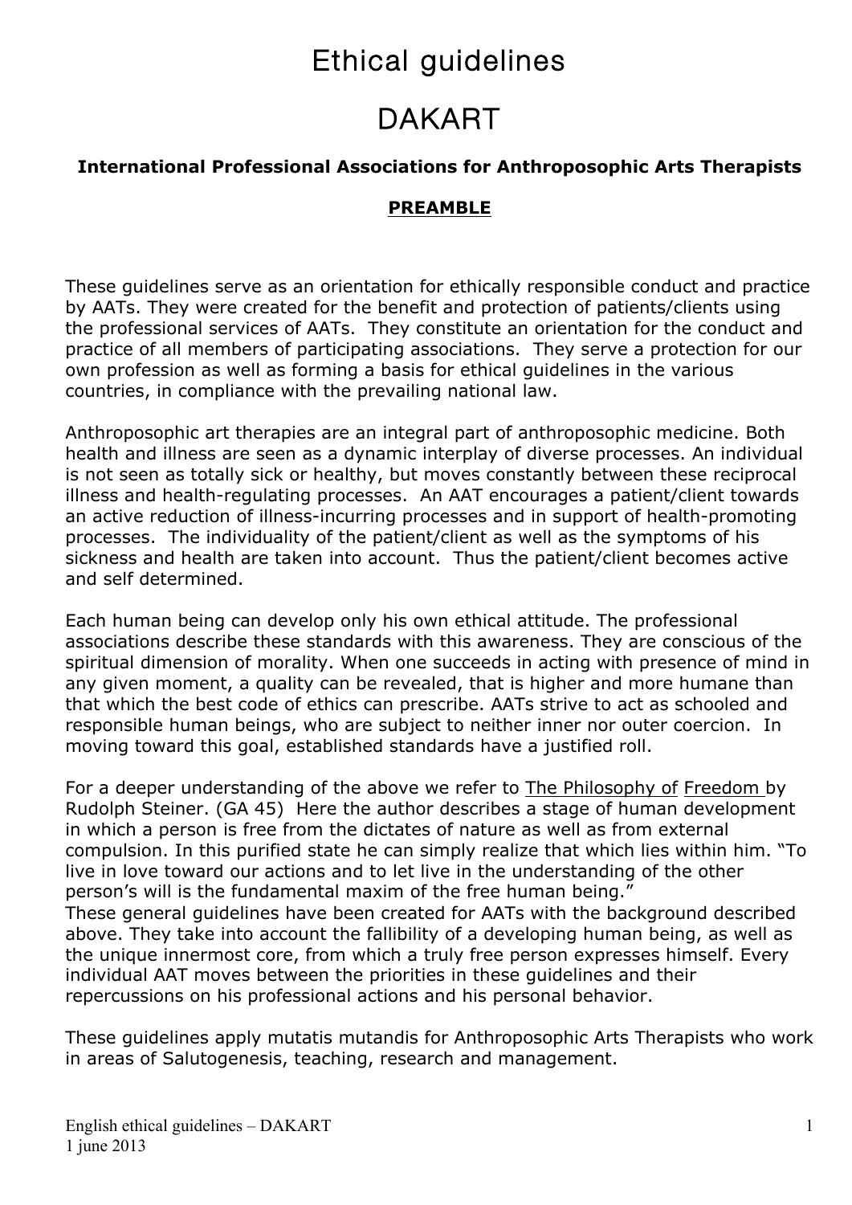# Ethical guidelines

# DAKART

**International Professional Associations for Anthroposophic Arts Therapists**

## PREAMBLE

These guidelines serve as an orientation for ethically responsible conduct and practice by AATs. They were created for the benefit and protection of patients/clients using the professional services of AATs. They constitute an orientation for the conduct and practice of all members of participating associations. They serve a protection for our own profession as well as forming a basis for ethical guidelines in the various countries, in compliance with the prevailing national law.

Anthroposophic art therapies are an integral part of anthroposophic medicine. Both health and illness are seen as a dynamic interplay of diverse processes. An individual is not seen as totally sick or healthy, but moves constantly between these reciprocal illness and health-regulating processes. An AAT encourages a patient/client towards an active reduction of illness-incurring processes and in support of health-promoting processes. The individuality of the patient/client as well as the symptoms of his sickness and health are taken into account. Thus the patient/client becomes active and self determined.

Each human being can develop only his own ethical attitude. The professional associations describe these standards with this awareness. They are conscious of the spiritual dimension of morality. When one succeeds in acting with presence of mind in any given moment, a quality can be revealed, that is higher and more humane than that which the best code of ethics can prescribe. AATs strive to act as schooled and responsible human beings, who are subject to neither inner nor outer coercion. In moving toward this goal, established standards have a justified roll.

For a deeper understanding of the above we refer to The Philosophy of Freedom by Rudolph Steiner. (GA 45) Here the author describes a stage of human development in which a person is free from the dictates of nature as well as from external compulsion. In this purified state he can simply realize that which lies within him. "To live in love toward our actions and to let live in the understanding of the other person's will is the fundamental maxim of the free human being."

These general guidelines have been created for AATs with the background described above. They take into account the fallibility of a developing human being, as well as the unique innermost core, from which a truly free person expresses himself. Every individual AAT moves between the priorities in these guidelines and their repercussions on his professional actions and his personal behavior.

These guidelines apply mutatis mutandis for Anthroposophic Arts Therapists who work in areas of Salutogenesis, teaching, research and management.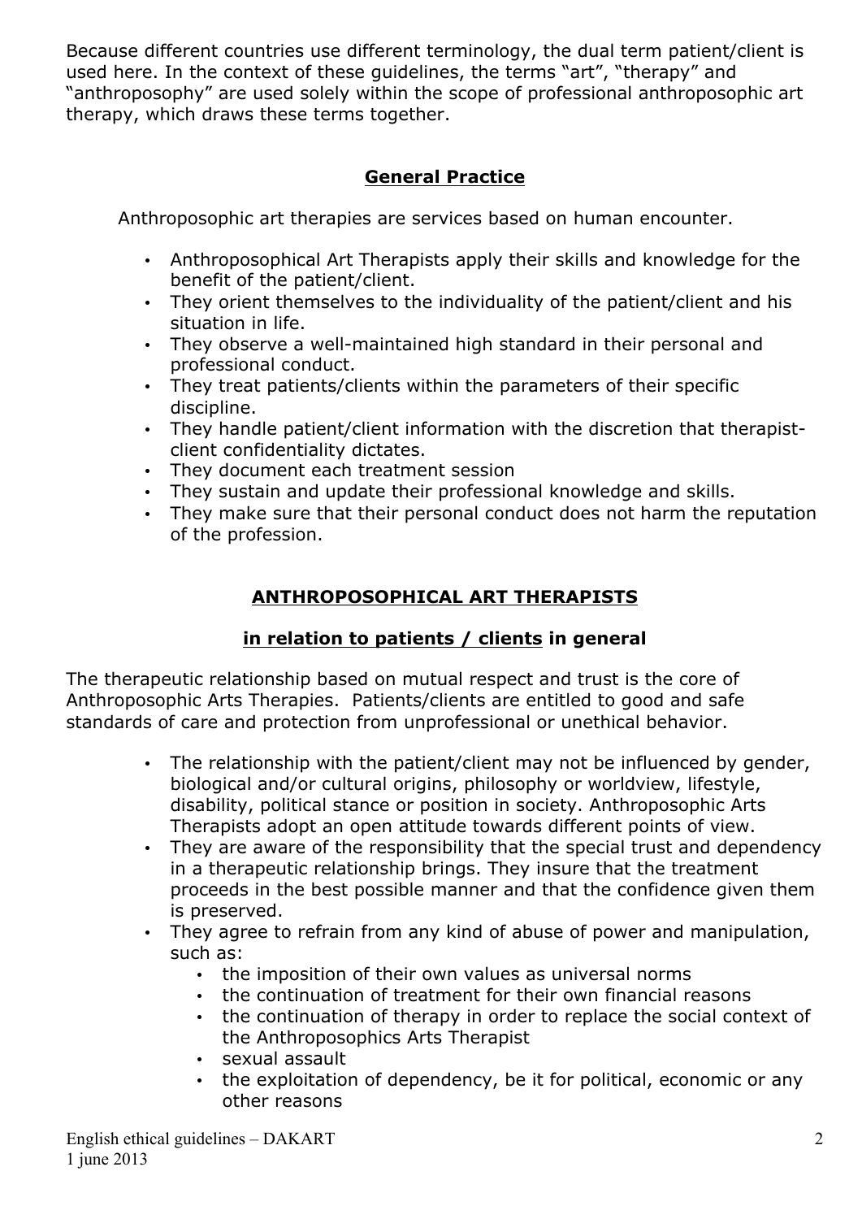Because different countries use different terminology, the dual term patient/client is used here. In the context of these guidelines, the terms "art", "therapy" and "anthroposophy" are used solely within the scope of professional anthroposophic art therapy, which draws these terms together.

## General Practice

Anthroposophic art therapies are services based on human encounter.

- Anthroposophical Art Therapists apply their skills and knowledge for the benefit of the patient/client.
- They orient themselves to the individuality of the patient/client and his situation in life.
- They observe a well-maintained high standard in their personal and professional conduct.
- They treat patients/clients within the parameters of their specific discipline.
- They handle patient/client information with the discretion that therapist-client confidentiality dictates.
- They document each treatment session
- They sustain and update their professional knowledge and skills.
- They make sure that their personal conduct does not harm the reputation of the profession.

## ANTHROPOSOPHICAL ART THERAPISTS

### in relation to patients / clients in general

The therapeutic relationship based on mutual respect and trust is the core of Anthroposophic Arts Therapies. Patients/clients are entitled to good and safe standards of care and protection from unprofessional or unethical behavior.

- The relationship with the patient/client may not be influenced by gender, biological and/or cultural origins, philosophy or worldview, lifestyle, disability, political stance or position in society. Anthroposophic Arts Therapists adopt an open attitude towards different points of view.
- They are aware of the responsibility that the special trust and dependency in a therapeutic relationship brings. They insure that the treatment proceeds in the best possible manner and that the confidence given them is preserved.
- They agree to refrain from any kind of abuse of power and manipulation, such as:
  - the imposition of their own values as universal norms
  - the continuation of treatment for their own financial reasons
  - the continuation of therapy in order to replace the social context of the Anthroposophics Arts Therapist
  - sexual assault
  - the exploitation of dependency, be it for political, economic or any other reasons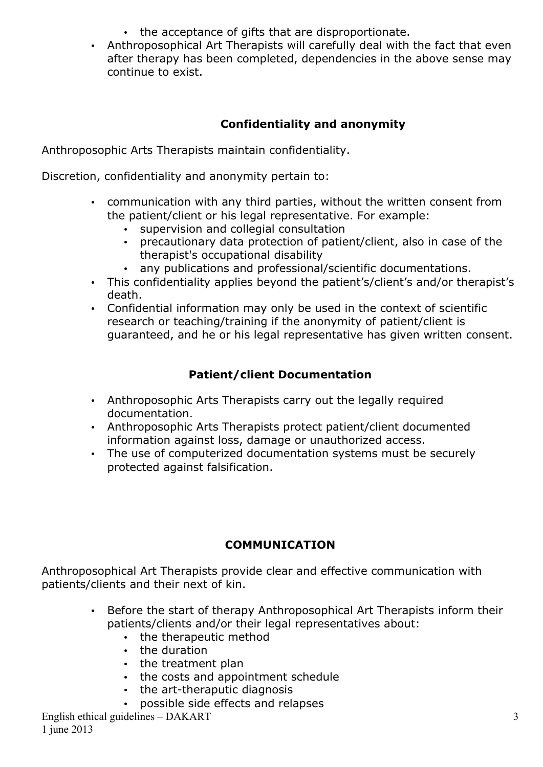- the acceptance of gifts that are disproportionate.
- Anthroposophical Art Therapists will carefully deal with the fact that even after therapy has been completed, dependencies in the above sense may continue to exist.

## Confidentiality and anonymity

Anthroposophic Arts Therapists maintain confidentiality.

Discretion, confidentiality and anonymity pertain to:

- communication with any third parties, without the written consent from the patient/client or his legal representative. For example:
  - supervision and collegial consultation
  - precautionary data protection of patient/client, also in case of the therapist's occupational disability
  - any publications and professional/scientific documentations.
- This confidentiality applies beyond the patient's/client's and/or therapist's death.
- Confidential information may only be used in the context of scientific research or teaching/training if the anonymity of patient/client is guaranteed, and he or his legal representative has given written consent.

## Patient/client Documentation

- Anthroposophic Arts Therapists carry out the legally required documentation.
- Anthroposophic Arts Therapists protect patient/client documented information against loss, damage or unauthorized access.
- The use of computerized documentation systems must be securely protected against falsification.

# COMMUNICATION

Anthroposophical Art Therapists provide clear and effective communication with patients/clients and their next of kin.

- Before the start of therapy Anthroposophical Art Therapists inform their patients/clients and/or their legal representatives about:
  - the therapeutic method
  - the duration
  - the treatment plan
  - the costs and appointment schedule
  - the art-theraputic diagnosis
  - possible side effects and relapses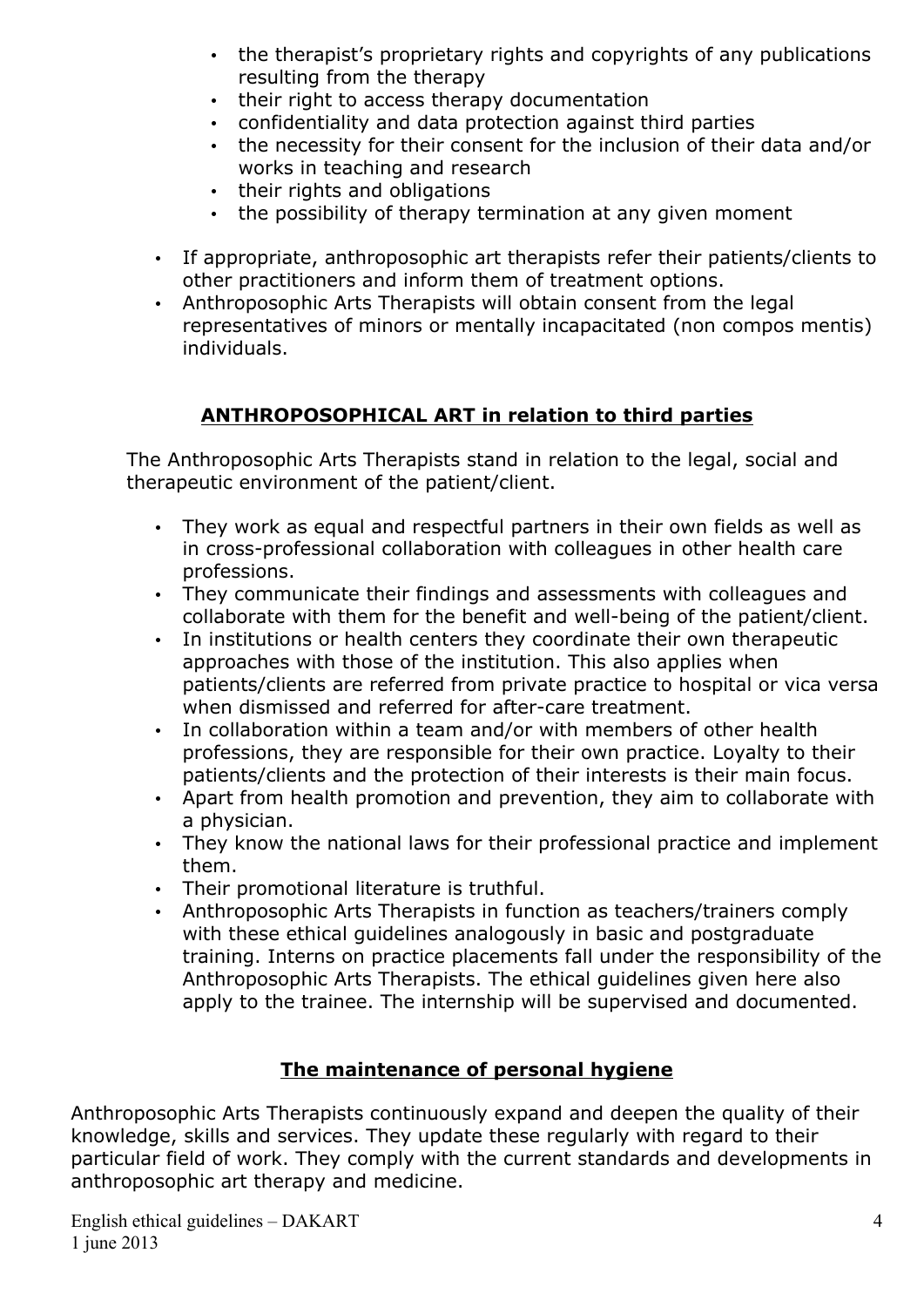- the therapist's proprietary rights and copyrights of any publications resulting from the therapy
- their right to access therapy documentation
- confidentiality and data protection against third parties
- the necessity for their consent for the inclusion of their data and/or works in teaching and research
- their rights and obligations
- the possibility of therapy termination at any given moment

- If appropriate, anthroposophic art therapists refer their patients/clients to other practitioners and inform them of treatment options.
- Anthroposophic Arts Therapists will obtain consent from the legal representatives of minors or mentally incapacitated (non compos mentis) individuals.

## ANTHROPOSOPHICAL ART in relation to third parties

The Anthroposophic Arts Therapists stand in relation to the legal, social and therapeutic environment of the patient/client.

- They work as equal and respectful partners in their own fields as well as in cross-professional collaboration with colleagues in other health care professions.
- They communicate their findings and assessments with colleagues and collaborate with them for the benefit and well-being of the patient/client.
- In institutions or health centers they coordinate their own therapeutic approaches with those of the institution. This also applies when patients/clients are referred from private practice to hospital or vica versa when dismissed and referred for after-care treatment.
- In collaboration within a team and/or with members of other health professions, they are responsible for their own practice. Loyalty to their patients/clients and the protection of their interests is their main focus.
- Apart from health promotion and prevention, they aim to collaborate with a physician.
- They know the national laws for their professional practice and implement them.
- Their promotional literature is truthful.
- Anthroposophic Arts Therapists in function as teachers/trainers comply with these ethical guidelines analogously in basic and postgraduate training. Interns on practice placements fall under the responsibility of the Anthroposophic Arts Therapists. The ethical guidelines given here also apply to the trainee. The internship will be supervised and documented.

## The maintenance of personal hygiene

Anthroposophic Arts Therapists continuously expand and deepen the quality of their knowledge, skills and services. They update these regularly with regard to their particular field of work. They comply with the current standards and developments in anthroposophic art therapy and medicine.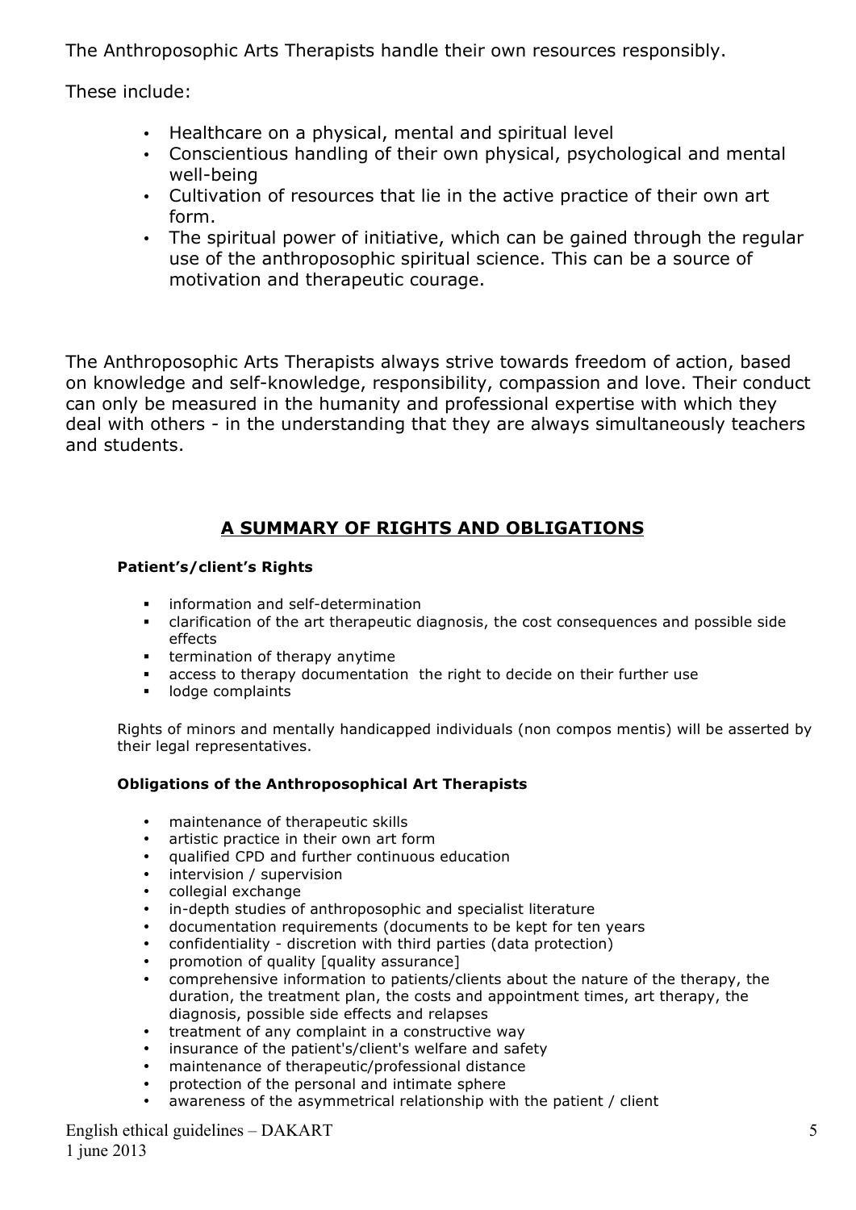The Anthroposophic Arts Therapists handle their own resources responsibly.

These include:

- Healthcare on a physical, mental and spiritual level
- Conscientious handling of their own physical, psychological and mental well-being
- Cultivation of resources that lie in the active practice of their own art form.
- The spiritual power of initiative, which can be gained through the regular use of the anthroposophic spiritual science. This can be a source of motivation and therapeutic courage.

The Anthroposophic Arts Therapists always strive towards freedom of action, based on knowledge and self-knowledge, responsibility, compassion and love. Their conduct can only be measured in the humanity and professional expertise with which they deal with others - in the understanding that they are always simultaneously teachers and students.

## A SUMMARY OF RIGHTS AND OBLIGATIONS

**Patient's/client's Rights**

- information and self-determination
- clarification of the art therapeutic diagnosis, the cost consequences and possible side effects
- termination of therapy anytime
- access to therapy documentation the right to decide on their further use
- lodge complaints

Rights of minors and mentally handicapped individuals (non compos mentis) will be asserted by their legal representatives.

**Obligations of the Anthroposophical Art Therapists**

- maintenance of therapeutic skills
- artistic practice in their own art form
- qualified CPD and further continuous education
- intervision / supervision
- collegial exchange
- in-depth studies of anthroposophic and specialist literature
- documentation requirements (documents to be kept for ten years
- confidentiality - discretion with third parties (data protection)
- promotion of quality [quality assurance]
- comprehensive information to patients/clients about the nature of the therapy, the duration, the treatment plan, the costs and appointment times, art therapy, the diagnosis, possible side effects and relapses
- treatment of any complaint in a constructive way
- insurance of the patient's/client's welfare and safety
- maintenance of therapeutic/professional distance
- protection of the personal and intimate sphere
- awareness of the asymmetrical relationship with the patient / client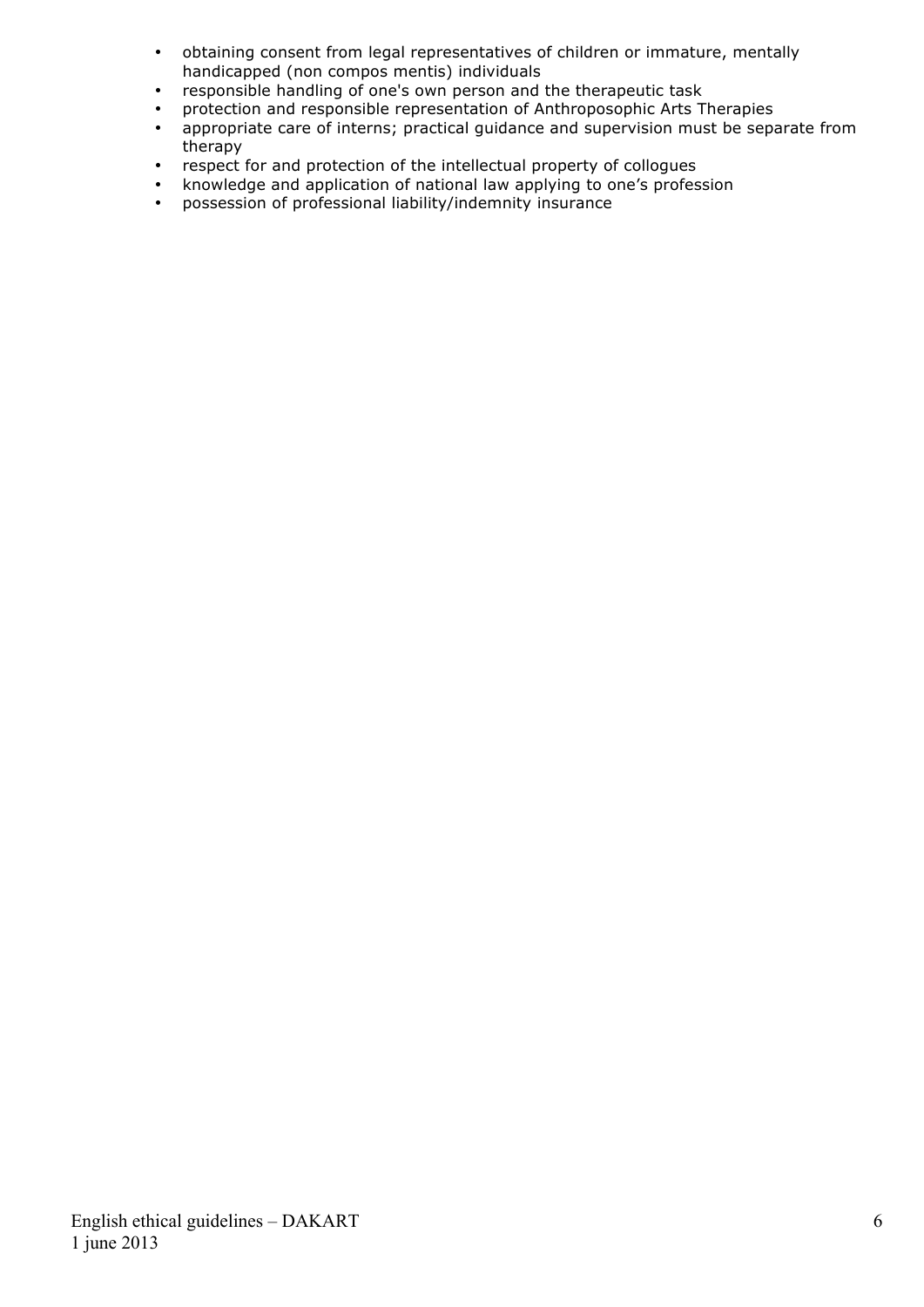- obtaining consent from legal representatives of children or immature, mentally handicapped (non compos mentis) individuals
- responsible handling of one's own person and the therapeutic task
- protection and responsible representation of Anthroposophic Arts Therapies
- appropriate care of interns; practical guidance and supervision must be separate from therapy
- respect for and protection of the intellectual property of collogues
- knowledge and application of national law applying to one's profession
- possession of professional liability/indemnity insurance